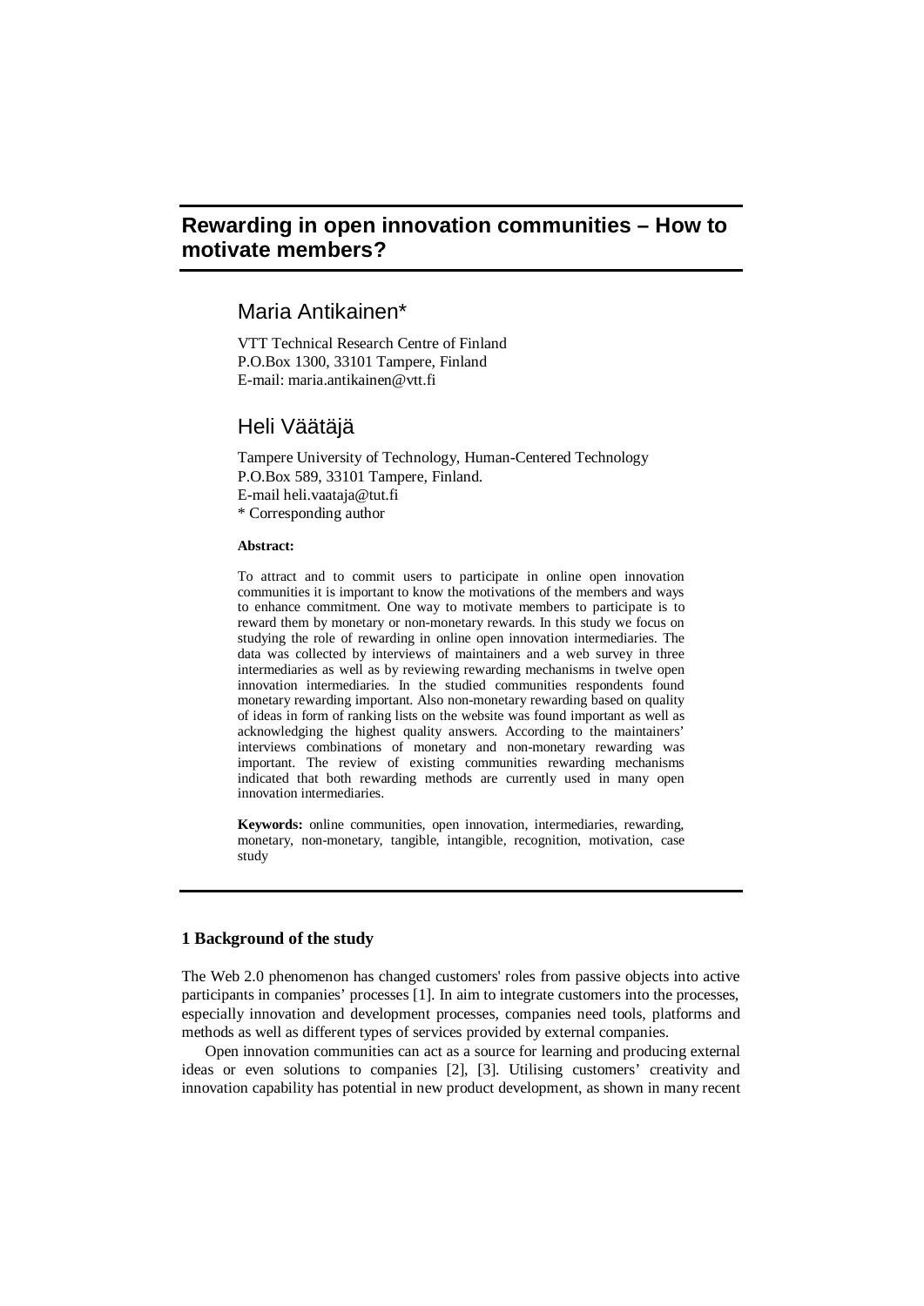# Rewarding in open innovation communities – How to motivate members?

## Maria Antikainen*

VTT Technical Research Centre of Finland
P.O.Box 1300, 33101 Tampere, Finland
E-mail: maria.antikainen@vtt.fi

## Heli Väätäjä

Tampere University of Technology, Human-Centered Technology
P.O.Box 589, 33101 Tampere, Finland.
E-mail heli.vaataja@tut.fi
* Corresponding author

**Abstract:**

To attract and to commit users to participate in online open innovation communities it is important to know the motivations of the members and ways to enhance commitment. One way to motivate members to participate is to reward them by monetary or non-monetary rewards. In this study we focus on studying the role of rewarding in online open innovation intermediaries. The data was collected by interviews of maintainers and a web survey in three intermediaries as well as by reviewing rewarding mechanisms in twelve open innovation intermediaries. In the studied communities respondents found monetary rewarding important. Also non-monetary rewarding based on quality of ideas in form of ranking lists on the website was found important as well as acknowledging the highest quality answers. According to the maintainers' interviews combinations of monetary and non-monetary rewarding was important. The review of existing communities rewarding mechanisms indicated that both rewarding methods are currently used in many open innovation intermediaries.

**Keywords:** online communities, open innovation, intermediaries, rewarding, monetary, non-monetary, tangible, intangible, recognition, motivation, case study

### 1 Background of the study

The Web 2.0 phenomenon has changed customers' roles from passive objects into active participants in companies' processes [1]. In aim to integrate customers into the processes, especially innovation and development processes, companies need tools, platforms and methods as well as different types of services provided by external companies.

Open innovation communities can act as a source for learning and producing external ideas or even solutions to companies [2], [3]. Utilising customers' creativity and innovation capability has potential in new product development, as shown in many recent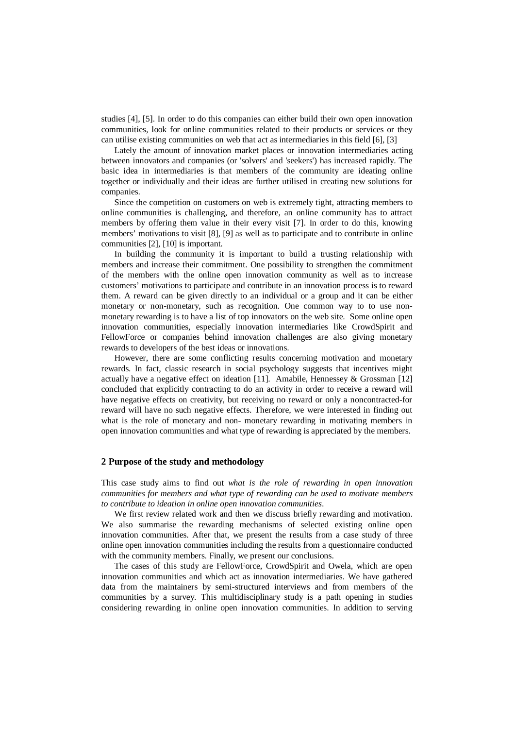studies [4], [5]. In order to do this companies can either build their own open innovation communities, look for online communities related to their products or services or they can utilise existing communities on web that act as intermediaries in this field [6], [3]

Lately the amount of innovation market places or innovation intermediaries acting between innovators and companies (or 'solvers' and 'seekers') has increased rapidly. The basic idea in intermediaries is that members of the community are ideating online together or individually and their ideas are further utilised in creating new solutions for companies.

Since the competition on customers on web is extremely tight, attracting members to online communities is challenging, and therefore, an online community has to attract members by offering them value in their every visit [7]. In order to do this, knowing members' motivations to visit [8], [9] as well as to participate and to contribute in online communities [2], [10] is important.

In building the community it is important to build a trusting relationship with members and increase their commitment. One possibility to strengthen the commitment of the members with the online open innovation community as well as to increase customers' motivations to participate and contribute in an innovation process is to reward them. A reward can be given directly to an individual or a group and it can be either monetary or non-monetary, such as recognition. One common way to to use non-monetary rewarding is to have a list of top innovators on the web site. Some online open innovation communities, especially innovation intermediaries like CrowdSpirit and FellowForce or companies behind innovation challenges are also giving monetary rewards to developers of the best ideas or innovations.

However, there are some conflicting results concerning motivation and monetary rewards. In fact, classic research in social psychology suggests that incentives might actually have a negative effect on ideation [11]. Amabile, Hennessey & Grossman [12] concluded that explicitly contracting to do an activity in order to receive a reward will have negative effects on creativity, but receiving no reward or only a noncontracted-for reward will have no such negative effects. Therefore, we were interested in finding out what is the role of monetary and non- monetary rewarding in motivating members in open innovation communities and what type of rewarding is appreciated by the members.

## 2 Purpose of the study and methodology

This case study aims to find out *what is the role of rewarding in open innovation communities for members and what type of rewarding can be used to motivate members to contribute to ideation in online open innovation communities*.

We first review related work and then we discuss briefly rewarding and motivation. We also summarise the rewarding mechanisms of selected existing online open innovation communities. After that, we present the results from a case study of three online open innovation communities including the results from a questionnaire conducted with the community members. Finally, we present our conclusions.

The cases of this study are FellowForce, CrowdSpirit and Owela, which are open innovation communities and which act as innovation intermediaries. We have gathered data from the maintainers by semi-structured interviews and from members of the communities by a survey. This multidisciplinary study is a path opening in studies considering rewarding in online open innovation communities. In addition to serving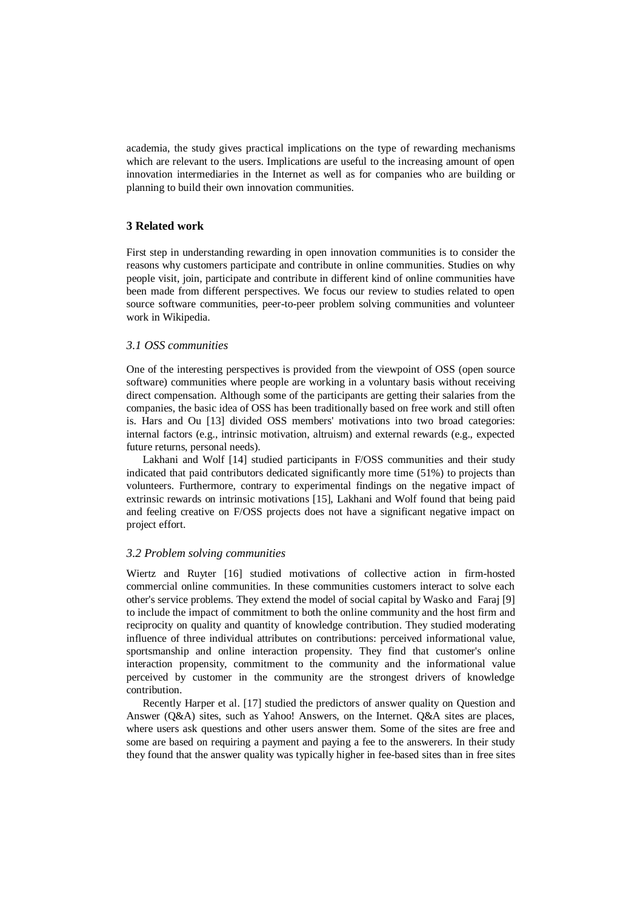academia, the study gives practical implications on the type of rewarding mechanisms which are relevant to the users. Implications are useful to the increasing amount of open innovation intermediaries in the Internet as well as for companies who are building or planning to build their own innovation communities.

## 3 Related work

First step in understanding rewarding in open innovation communities is to consider the reasons why customers participate and contribute in online communities. Studies on why people visit, join, participate and contribute in different kind of online communities have been made from different perspectives. We focus our review to studies related to open source software communities, peer-to-peer problem solving communities and volunteer work in Wikipedia.

### *3.1 OSS communities*

One of the interesting perspectives is provided from the viewpoint of OSS (open source software) communities where people are working in a voluntary basis without receiving direct compensation. Although some of the participants are getting their salaries from the companies, the basic idea of OSS has been traditionally based on free work and still often is. Hars and Ou [13] divided OSS members' motivations into two broad categories: internal factors (e.g., intrinsic motivation, altruism) and external rewards (e.g., expected future returns, personal needs).

Lakhani and Wolf [14] studied participants in F/OSS communities and their study indicated that paid contributors dedicated significantly more time (51%) to projects than volunteers. Furthermore, contrary to experimental findings on the negative impact of extrinsic rewards on intrinsic motivations [15], Lakhani and Wolf found that being paid and feeling creative on F/OSS projects does not have a significant negative impact on project effort.

### *3.2 Problem solving communities*

Wiertz and Ruyter [16] studied motivations of collective action in firm-hosted commercial online communities. In these communities customers interact to solve each other's service problems. They extend the model of social capital by Wasko and Faraj [9] to include the impact of commitment to both the online community and the host firm and reciprocity on quality and quantity of knowledge contribution. They studied moderating influence of three individual attributes on contributions: perceived informational value, sportsmanship and online interaction propensity. They find that customer's online interaction propensity, commitment to the community and the informational value perceived by customer in the community are the strongest drivers of knowledge contribution.

Recently Harper et al. [17] studied the predictors of answer quality on Question and Answer (Q&A) sites, such as Yahoo! Answers, on the Internet. Q&A sites are places, where users ask questions and other users answer them. Some of the sites are free and some are based on requiring a payment and paying a fee to the answerers. In their study they found that the answer quality was typically higher in fee-based sites than in free sites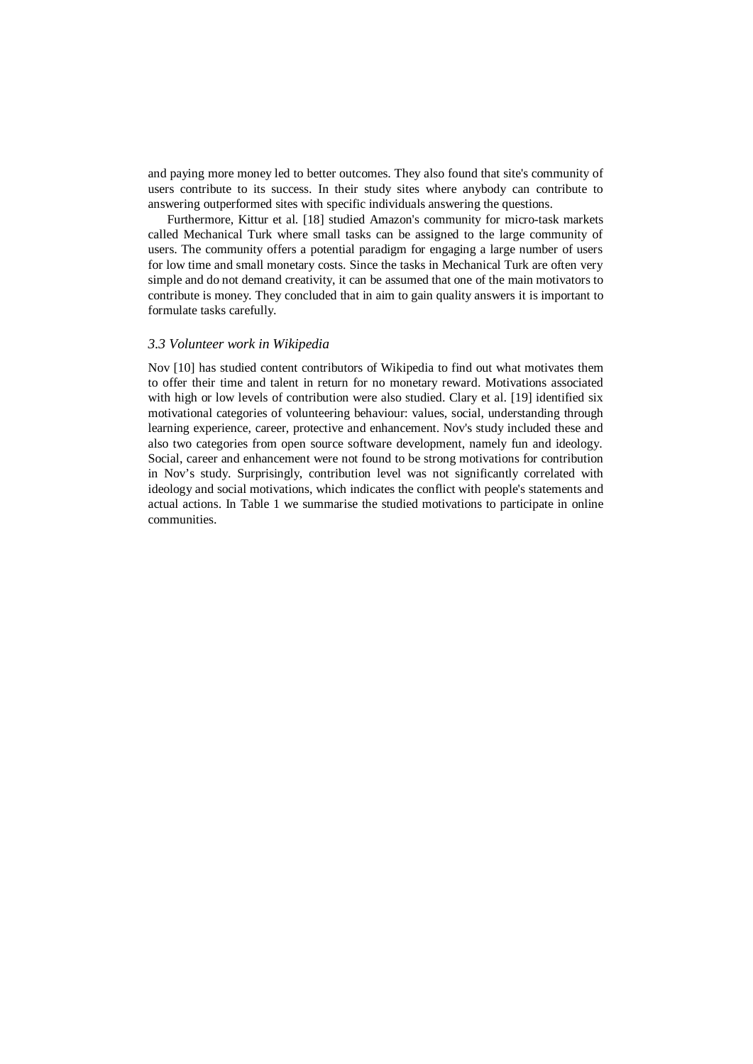and paying more money led to better outcomes. They also found that site's community of users contribute to its success. In their study sites where anybody can contribute to answering outperformed sites with specific individuals answering the questions.

Furthermore, Kittur et al. [18] studied Amazon's community for micro-task markets called Mechanical Turk where small tasks can be assigned to the large community of users. The community offers a potential paradigm for engaging a large number of users for low time and small monetary costs. Since the tasks in Mechanical Turk are often very simple and do not demand creativity, it can be assumed that one of the main motivators to contribute is money. They concluded that in aim to gain quality answers it is important to formulate tasks carefully.

### *3.3 Volunteer work in Wikipedia*

Nov [10] has studied content contributors of Wikipedia to find out what motivates them to offer their time and talent in return for no monetary reward. Motivations associated with high or low levels of contribution were also studied. Clary et al. [19] identified six motivational categories of volunteering behaviour: values, social, understanding through learning experience, career, protective and enhancement. Nov's study included these and also two categories from open source software development, namely fun and ideology. Social, career and enhancement were not found to be strong motivations for contribution in Nov's study. Surprisingly, contribution level was not significantly correlated with ideology and social motivations, which indicates the conflict with people's statements and actual actions. In Table 1 we summarise the studied motivations to participate in online communities.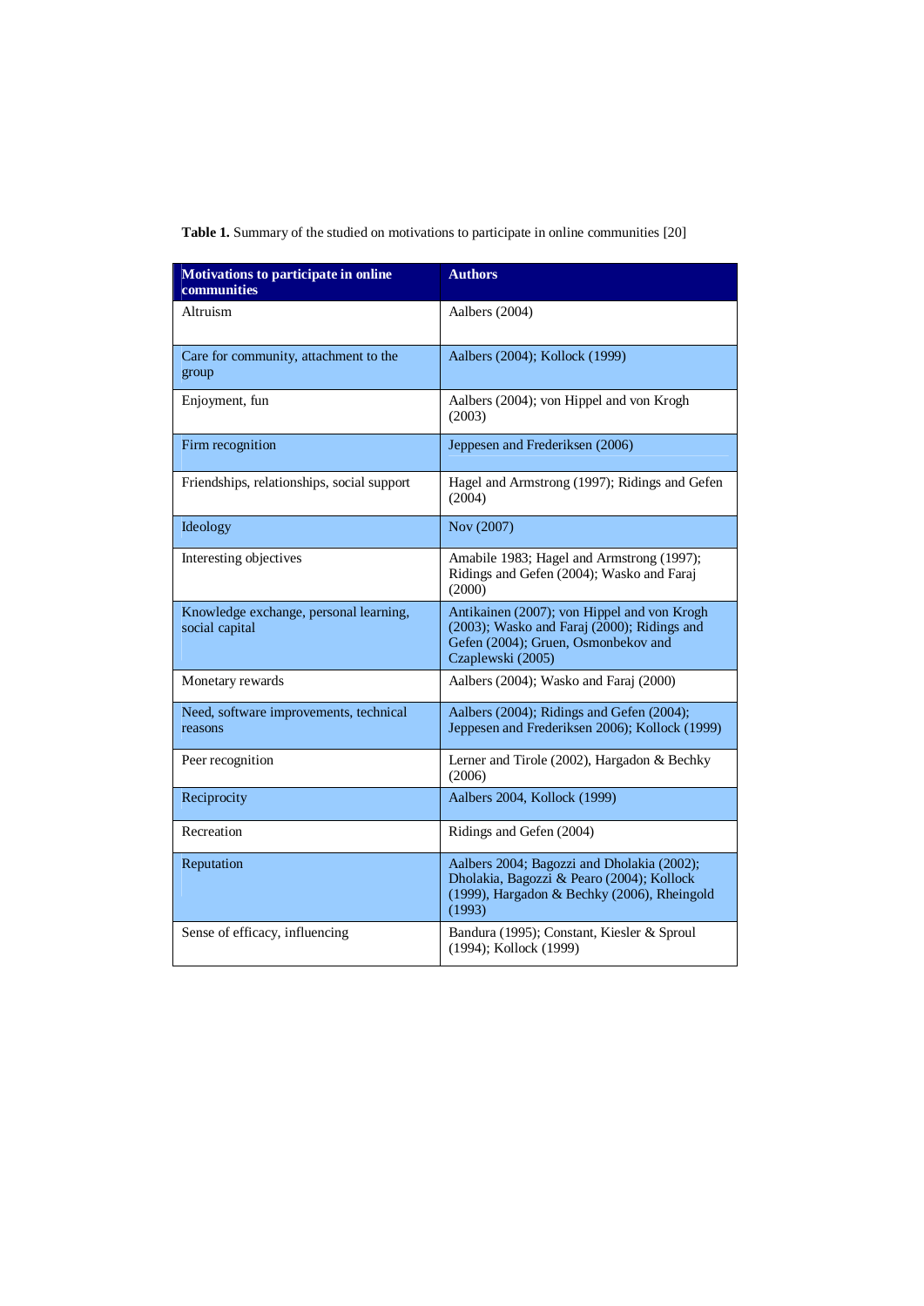**Table 1.** Summary of the studied on motivations to participate in online communities [20]

| Motivations to participate in online communities | Authors |
|---|---|
| Altruism | Aalbers (2004) |
| Care for community, attachment to the group | Aalbers (2004); Kollock (1999) |
| Enjoyment, fun | Aalbers (2004); von Hippel and von Krogh (2003) |
| Firm recognition | Jeppesen and Frederiksen (2006) |
| Friendships, relationships, social support | Hagel and Armstrong (1997); Ridings and Gefen (2004) |
| Ideology | Nov (2007) |
| Interesting objectives | Amabile 1983; Hagel and Armstrong (1997); Ridings and Gefen (2004); Wasko and Faraj (2000) |
| Knowledge exchange, personal learning, social capital | Antikainen (2007); von Hippel and von Krogh (2003); Wasko and Faraj (2000); Ridings and Gefen (2004); Gruen, Osmonbekov and Czaplewski (2005) |
| Monetary rewards | Aalbers (2004); Wasko and Faraj (2000) |
| Need, software improvements, technical reasons | Aalbers (2004); Ridings and Gefen (2004); Jeppesen and Frederiksen 2006); Kollock (1999) |
| Peer recognition | Lerner and Tirole (2002), Hargadon & Bechky (2006) |
| Reciprocity | Aalbers 2004, Kollock (1999) |
| Recreation | Ridings and Gefen (2004) |
| Reputation | Aalbers 2004; Bagozzi and Dholakia (2002); Dholakia, Bagozzi & Pearo (2004); Kollock (1999), Hargadon & Bechky (2006), Rheingold (1993) |
| Sense of efficacy, influencing | Bandura (1995); Constant, Kiesler & Sproul (1994); Kollock (1999) |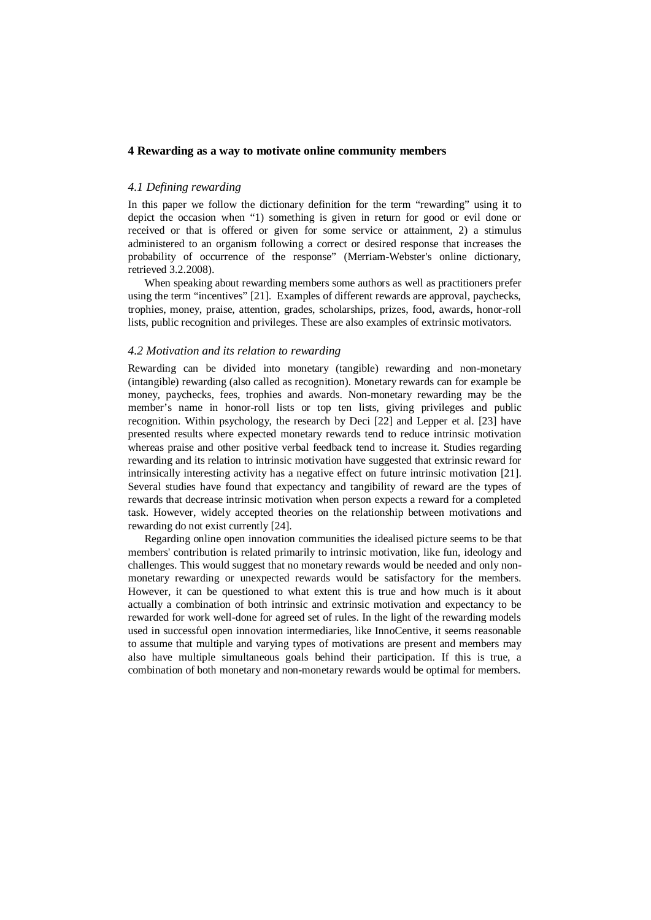## 4 Rewarding as a way to motivate online community members

### *4.1 Defining rewarding*

In this paper we follow the dictionary definition for the term "rewarding" using it to depict the occasion when "1) something is given in return for good or evil done or received or that is offered or given for some service or attainment, 2) a stimulus administered to an organism following a correct or desired response that increases the probability of occurrence of the response" (Merriam-Webster's online dictionary, retrieved 3.2.2008).

When speaking about rewarding members some authors as well as practitioners prefer using the term "incentives" [21]. Examples of different rewards are approval, paychecks, trophies, money, praise, attention, grades, scholarships, prizes, food, awards, honor-roll lists, public recognition and privileges. These are also examples of extrinsic motivators.

### *4.2 Motivation and its relation to rewarding*

Rewarding can be divided into monetary (tangible) rewarding and non-monetary (intangible) rewarding (also called as recognition). Monetary rewards can for example be money, paychecks, fees, trophies and awards. Non-monetary rewarding may be the member's name in honor-roll lists or top ten lists, giving privileges and public recognition. Within psychology, the research by Deci [22] and Lepper et al. [23] have presented results where expected monetary rewards tend to reduce intrinsic motivation whereas praise and other positive verbal feedback tend to increase it. Studies regarding rewarding and its relation to intrinsic motivation have suggested that extrinsic reward for intrinsically interesting activity has a negative effect on future intrinsic motivation [21]. Several studies have found that expectancy and tangibility of reward are the types of rewards that decrease intrinsic motivation when person expects a reward for a completed task. However, widely accepted theories on the relationship between motivations and rewarding do not exist currently [24].

Regarding online open innovation communities the idealised picture seems to be that members' contribution is related primarily to intrinsic motivation, like fun, ideology and challenges. This would suggest that no monetary rewards would be needed and only non-monetary rewarding or unexpected rewards would be satisfactory for the members. However, it can be questioned to what extent this is true and how much is it about actually a combination of both intrinsic and extrinsic motivation and expectancy to be rewarded for work well-done for agreed set of rules. In the light of the rewarding models used in successful open innovation intermediaries, like InnoCentive, it seems reasonable to assume that multiple and varying types of motivations are present and members may also have multiple simultaneous goals behind their participation. If this is true, a combination of both monetary and non-monetary rewards would be optimal for members.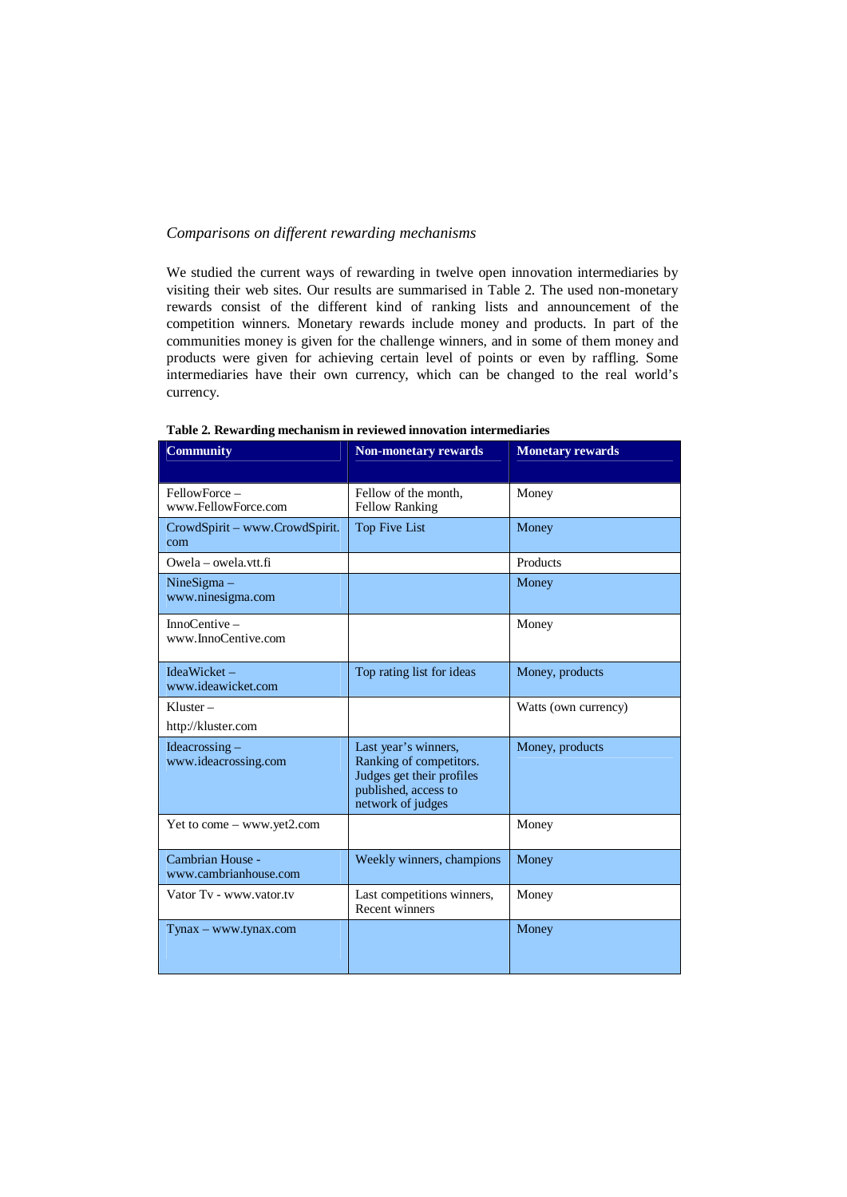*Comparisons on different rewarding mechanisms*

We studied the current ways of rewarding in twelve open innovation intermediaries by visiting their web sites. Our results are summarised in Table 2. The used non-monetary rewards consist of the different kind of ranking lists and announcement of the competition winners. Monetary rewards include money and products. In part of the communities money is given for the challenge winners, and in some of them money and products were given for achieving certain level of points or even by raffling. Some intermediaries have their own currency, which can be changed to the real world's currency.

**Table 2. Rewarding mechanism in reviewed innovation intermediaries**

| Community | Non-monetary rewards | Monetary rewards |
|---|---|---|
| FellowForce – www.FellowForce.com | Fellow of the month, Fellow Ranking | Money |
| CrowdSpirit – www.CrowdSpirit.com | Top Five List | Money |
| Owela – owela.vtt.fi | | Products |
| NineSigma – www.ninesigma.com | | Money |
| InnoCentive – www.InnoCentive.com | | Money |
| IdeaWicket – www.ideawicket.com | Top rating list for ideas | Money, products |
| Kluster – http://kluster.com | | Watts (own currency) |
| Ideacrossing – www.ideacrossing.com | Last year's winners, Ranking of competitors. Judges get their profiles published, access to network of judges | Money, products |
| Yet to come – www.yet2.com | | Money |
| Cambrian House - www.cambrianhouse.com | Weekly winners, champions | Money |
| Vator Tv - www.vator.tv | Last competitions winners, Recent winners | Money |
| Tynax – www.tynax.com | | Money |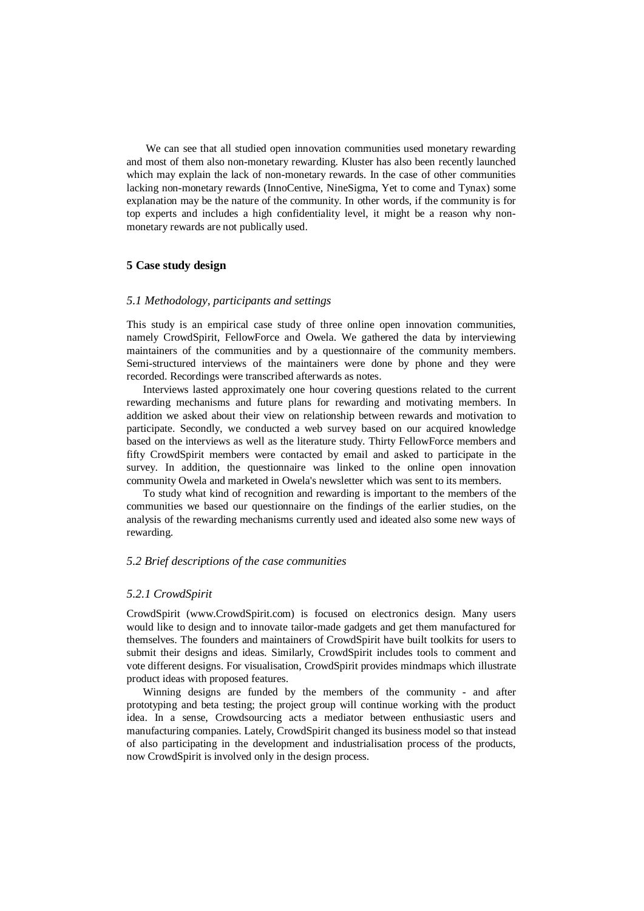We can see that all studied open innovation communities used monetary rewarding and most of them also non-monetary rewarding. Kluster has also been recently launched which may explain the lack of non-monetary rewards. In the case of other communities lacking non-monetary rewards (InnoCentive, NineSigma, Yet to come and Tynax) some explanation may be the nature of the community. In other words, if the community is for top experts and includes a high confidentiality level, it might be a reason why non-monetary rewards are not publically used.

## 5 Case study design

### *5.1 Methodology, participants and settings*

This study is an empirical case study of three online open innovation communities, namely CrowdSpirit, FellowForce and Owela. We gathered the data by interviewing maintainers of the communities and by a questionnaire of the community members. Semi-structured interviews of the maintainers were done by phone and they were recorded. Recordings were transcribed afterwards as notes.

Interviews lasted approximately one hour covering questions related to the current rewarding mechanisms and future plans for rewarding and motivating members. In addition we asked about their view on relationship between rewards and motivation to participate. Secondly, we conducted a web survey based on our acquired knowledge based on the interviews as well as the literature study. Thirty FellowForce members and fifty CrowdSpirit members were contacted by email and asked to participate in the survey. In addition, the questionnaire was linked to the online open innovation community Owela and marketed in Owela's newsletter which was sent to its members.

To study what kind of recognition and rewarding is important to the members of the communities we based our questionnaire on the findings of the earlier studies, on the analysis of the rewarding mechanisms currently used and ideated also some new ways of rewarding.

### *5.2 Brief descriptions of the case communities*

#### *5.2.1 CrowdSpirit*

CrowdSpirit (www.CrowdSpirit.com) is focused on electronics design. Many users would like to design and to innovate tailor-made gadgets and get them manufactured for themselves. The founders and maintainers of CrowdSpirit have built toolkits for users to submit their designs and ideas. Similarly, CrowdSpirit includes tools to comment and vote different designs. For visualisation, CrowdSpirit provides mindmaps which illustrate product ideas with proposed features.

Winning designs are funded by the members of the community - and after prototyping and beta testing; the project group will continue working with the product idea. In a sense, Crowdsourcing acts a mediator between enthusiastic users and manufacturing companies. Lately, CrowdSpirit changed its business model so that instead of also participating in the development and industrialisation process of the products, now CrowdSpirit is involved only in the design process.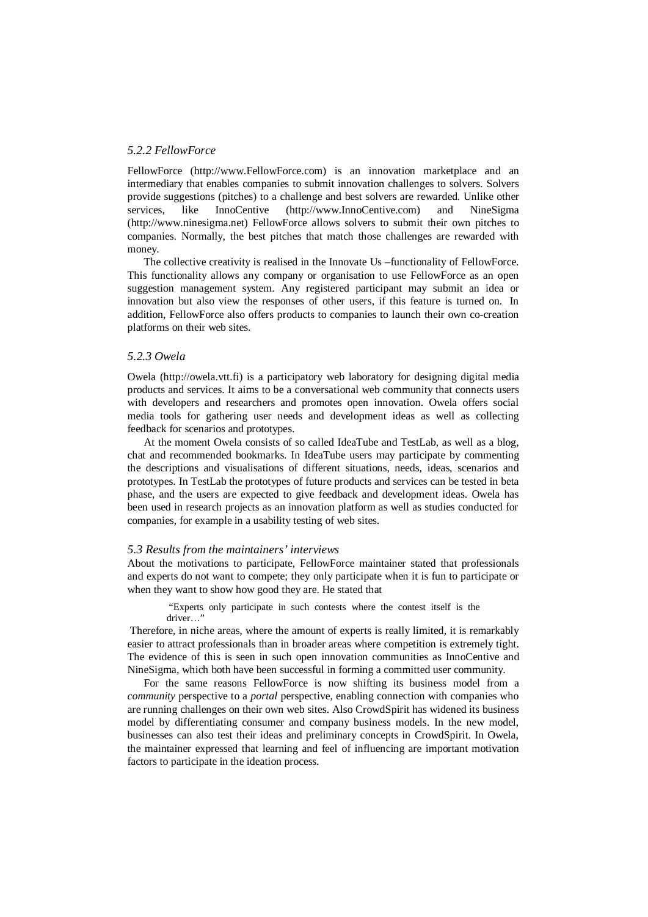### *5.2.2 FellowForce*

FellowForce (http://www.FellowForce.com) is an innovation marketplace and an intermediary that enables companies to submit innovation challenges to solvers. Solvers provide suggestions (pitches) to a challenge and best solvers are rewarded. Unlike other services, like InnoCentive (http://www.InnoCentive.com) and NineSigma (http://www.ninesigma.net) FellowForce allows solvers to submit their own pitches to companies. Normally, the best pitches that match those challenges are rewarded with money.

The collective creativity is realised in the Innovate Us –functionality of FellowForce. This functionality allows any company or organisation to use FellowForce as an open suggestion management system. Any registered participant may submit an idea or innovation but also view the responses of other users, if this feature is turned on. In addition, FellowForce also offers products to companies to launch their own co-creation platforms on their web sites.

### *5.2.3 Owela*

Owela (http://owela.vtt.fi) is a participatory web laboratory for designing digital media products and services. It aims to be a conversational web community that connects users with developers and researchers and promotes open innovation. Owela offers social media tools for gathering user needs and development ideas as well as collecting feedback for scenarios and prototypes.

At the moment Owela consists of so called IdeaTube and TestLab, as well as a blog, chat and recommended bookmarks. In IdeaTube users may participate by commenting the descriptions and visualisations of different situations, needs, ideas, scenarios and prototypes. In TestLab the prototypes of future products and services can be tested in beta phase, and the users are expected to give feedback and development ideas. Owela has been used in research projects as an innovation platform as well as studies conducted for companies, for example in a usability testing of web sites.

### *5.3 Results from the maintainers' interviews*

About the motivations to participate, FellowForce maintainer stated that professionals and experts do not want to compete; they only participate when it is fun to participate or when they want to show how good they are. He stated that

> "Experts only participate in such contests where the contest itself is the driver…"

Therefore, in niche areas, where the amount of experts is really limited, it is remarkably easier to attract professionals than in broader areas where competition is extremely tight. The evidence of this is seen in such open innovation communities as InnoCentive and NineSigma, which both have been successful in forming a committed user community.

For the same reasons FellowForce is now shifting its business model from a *community* perspective to a *portal* perspective, enabling connection with companies who are running challenges on their own web sites. Also CrowdSpirit has widened its business model by differentiating consumer and company business models. In the new model, businesses can also test their ideas and preliminary concepts in CrowdSpirit. In Owela, the maintainer expressed that learning and feel of influencing are important motivation factors to participate in the ideation process.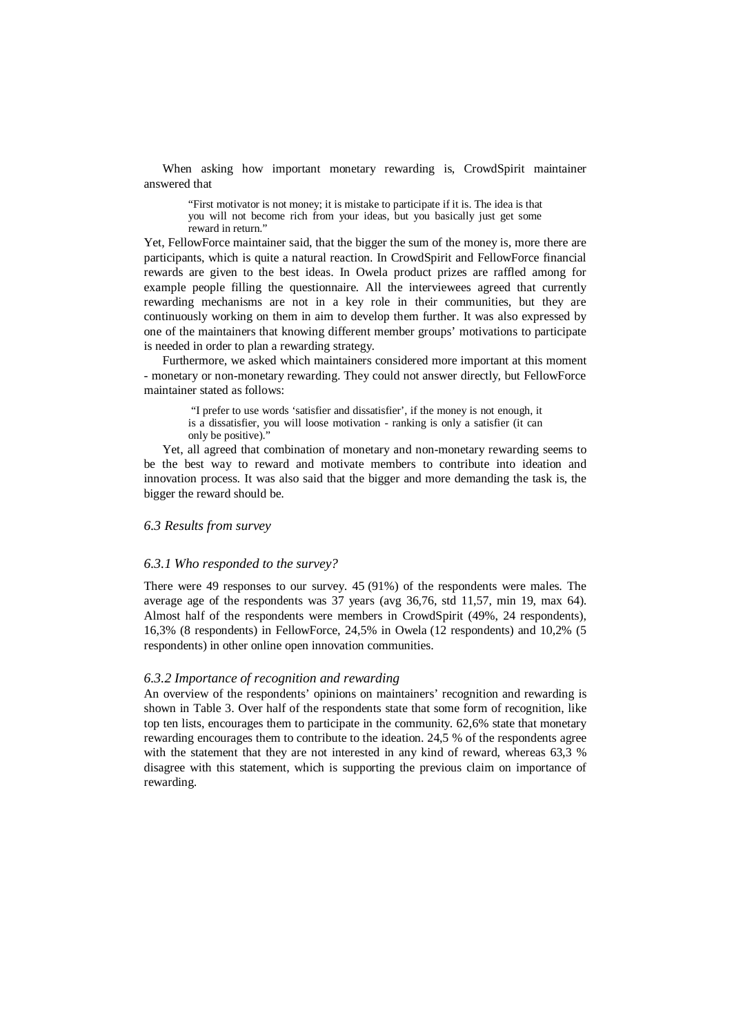When asking how important monetary rewarding is, CrowdSpirit maintainer answered that

> "First motivator is not money; it is mistake to participate if it is. The idea is that you will not become rich from your ideas, but you basically just get some reward in return."

Yet, FellowForce maintainer said, that the bigger the sum of the money is, more there are participants, which is quite a natural reaction. In CrowdSpirit and FellowForce financial rewards are given to the best ideas. In Owela product prizes are raffled among for example people filling the questionnaire. All the interviewees agreed that currently rewarding mechanisms are not in a key role in their communities, but they are continuously working on them in aim to develop them further. It was also expressed by one of the maintainers that knowing different member groups' motivations to participate is needed in order to plan a rewarding strategy.

Furthermore, we asked which maintainers considered more important at this moment - monetary or non-monetary rewarding. They could not answer directly, but FellowForce maintainer stated as follows:

> "I prefer to use words 'satisfier and dissatisfier', if the money is not enough, it is a dissatisfier, you will loose motivation - ranking is only a satisfier (it can only be positive)."

Yet, all agreed that combination of monetary and non-monetary rewarding seems to be the best way to reward and motivate members to contribute into ideation and innovation process. It was also said that the bigger and more demanding the task is, the bigger the reward should be.

### *6.3 Results from survey*

#### *6.3.1 Who responded to the survey?*

There were 49 responses to our survey. 45 (91%) of the respondents were males. The average age of the respondents was 37 years (avg 36,76, std 11,57, min 19, max 64). Almost half of the respondents were members in CrowdSpirit (49%, 24 respondents), 16,3% (8 respondents) in FellowForce, 24,5% in Owela (12 respondents) and 10,2% (5 respondents) in other online open innovation communities.

#### *6.3.2 Importance of recognition and rewarding*

An overview of the respondents' opinions on maintainers' recognition and rewarding is shown in Table 3. Over half of the respondents state that some form of recognition, like top ten lists, encourages them to participate in the community. 62,6% state that monetary rewarding encourages them to contribute to the ideation. 24,5 % of the respondents agree with the statement that they are not interested in any kind of reward, whereas 63,3 % disagree with this statement, which is supporting the previous claim on importance of rewarding.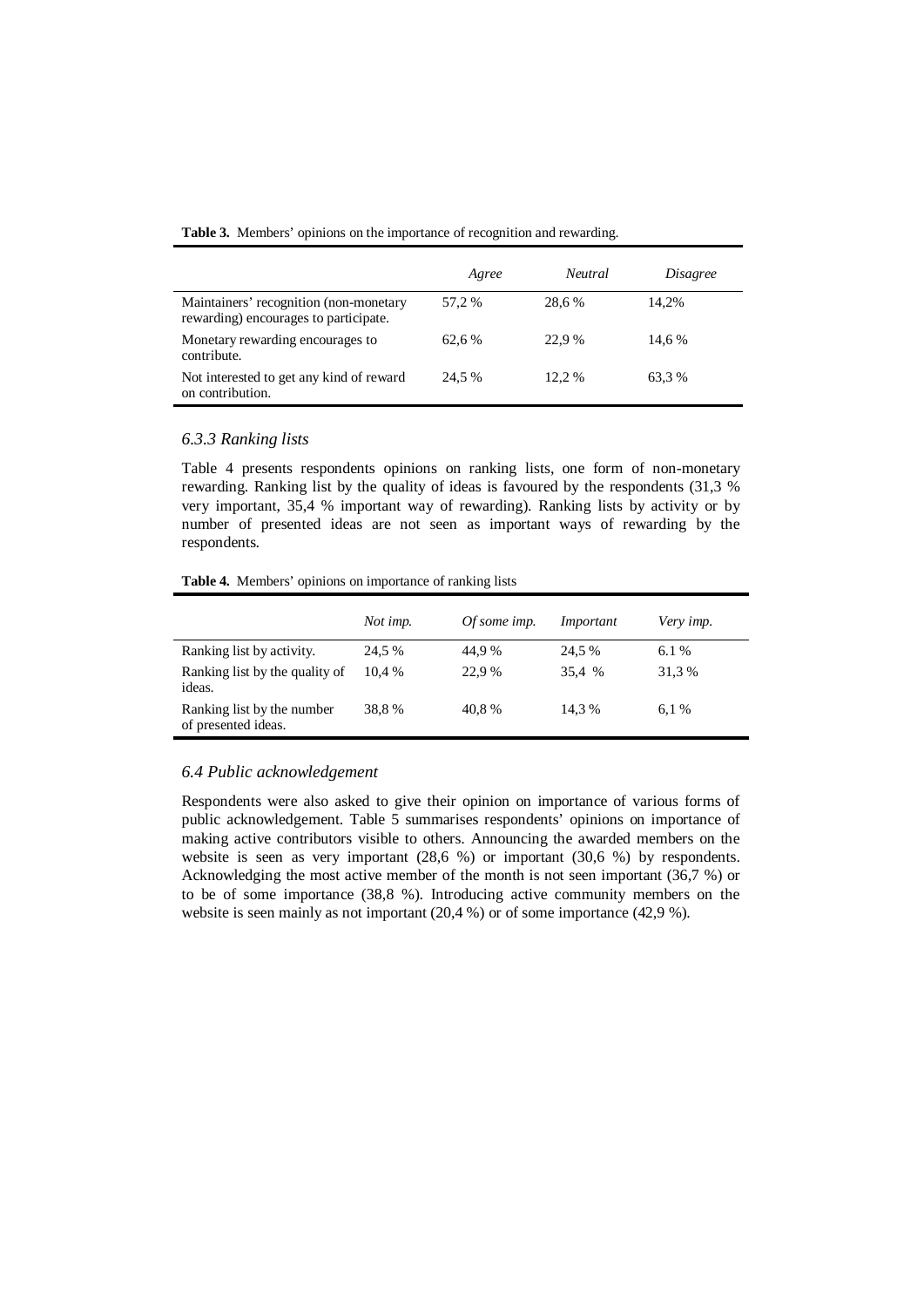**Table 3.** Members' opinions on the importance of recognition and rewarding.

| | *Agree* | *Neutral* | *Disagree* |
|---|---|---|---|
| Maintainers' recognition (non-monetary rewarding) encourages to participate. | 57,2 % | 28,6 % | 14,2% |
| Monetary rewarding encourages to contribute. | 62,6 % | 22,9 % | 14,6 % |
| Not interested to get any kind of reward on contribution. | 24,5 % | 12,2 % | 63,3 % |

### *6.3.3 Ranking lists*

Table 4 presents respondents opinions on ranking lists, one form of non-monetary rewarding. Ranking list by the quality of ideas is favoured by the respondents (31,3 % very important, 35,4 % important way of rewarding). Ranking lists by activity or by number of presented ideas are not seen as important ways of rewarding by the respondents.

**Table 4.** Members' opinions on importance of ranking lists

| | *Not imp.* | *Of some imp.* | *Important* | *Very imp.* |
|---|---|---|---|---|
| Ranking list by activity. | 24,5 % | 44,9 % | 24,5 % | 6.1 % |
| Ranking list by the quality of ideas. | 10,4 % | 22,9 % | 35,4 % | 31,3 % |
| Ranking list by the number of presented ideas. | 38,8 % | 40,8 % | 14,3 % | 6,1 % |

## *6.4 Public acknowledgement*

Respondents were also asked to give their opinion on importance of various forms of public acknowledgement. Table 5 summarises respondents' opinions on importance of making active contributors visible to others. Announcing the awarded members on the website is seen as very important (28,6 %) or important (30,6 %) by respondents. Acknowledging the most active member of the month is not seen important (36,7 %) or to be of some importance (38,8 %). Introducing active community members on the website is seen mainly as not important (20,4 %) or of some importance (42,9 %).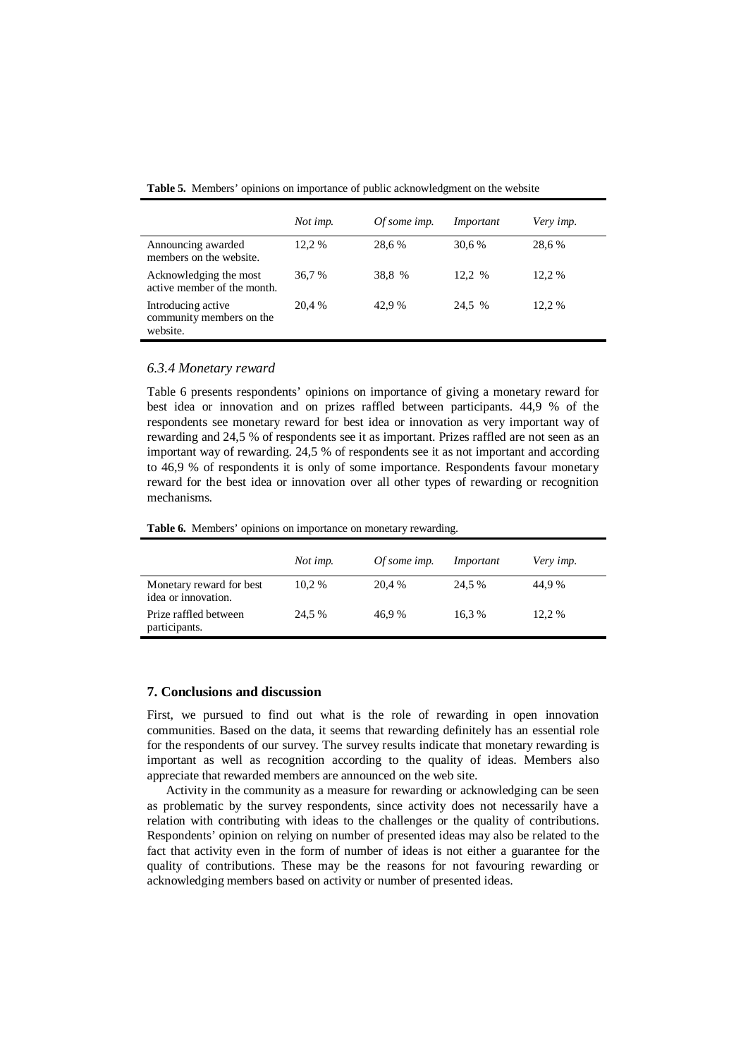**Table 5.** Members' opinions on importance of public acknowledgment on the website

| | *Not imp.* | *Of some imp.* | *Important* | *Very imp.* |
|---|---|---|---|---|
| Announcing awarded members on the website. | 12,2 % | 28,6 % | 30,6 % | 28,6 % |
| Acknowledging the most active member of the month. | 36,7 % | 38,8 % | 12,2 % | 12,2 % |
| Introducing active community members on the website. | 20,4 % | 42,9 % | 24,5 % | 12,2 % |

### *6.3.4 Monetary reward*

Table 6 presents respondents' opinions on importance of giving a monetary reward for best idea or innovation and on prizes raffled between participants. 44,9 % of the respondents see monetary reward for best idea or innovation as very important way of rewarding and 24,5 % of respondents see it as important. Prizes raffled are not seen as an important way of rewarding. 24,5 % of respondents see it as not important and according to 46,9 % of respondents it is only of some importance. Respondents favour monetary reward for the best idea or innovation over all other types of rewarding or recognition mechanisms.

**Table 6.** Members' opinions on importance on monetary rewarding.

| | *Not imp.* | *Of some imp.* | *Important* | *Very imp.* |
|---|---|---|---|---|
| Monetary reward for best idea or innovation. | 10,2 % | 20,4 % | 24,5 % | 44,9 % |
| Prize raffled between participants. | 24,5 % | 46,9 % | 16,3 % | 12,2 % |

## 7. Conclusions and discussion

First, we pursued to find out what is the role of rewarding in open innovation communities. Based on the data, it seems that rewarding definitely has an essential role for the respondents of our survey. The survey results indicate that monetary rewarding is important as well as recognition according to the quality of ideas. Members also appreciate that rewarded members are announced on the web site.

Activity in the community as a measure for rewarding or acknowledging can be seen as problematic by the survey respondents, since activity does not necessarily have a relation with contributing with ideas to the challenges or the quality of contributions. Respondents' opinion on relying on number of presented ideas may also be related to the fact that activity even in the form of number of ideas is not either a guarantee for the quality of contributions. These may be the reasons for not favouring rewarding or acknowledging members based on activity or number of presented ideas.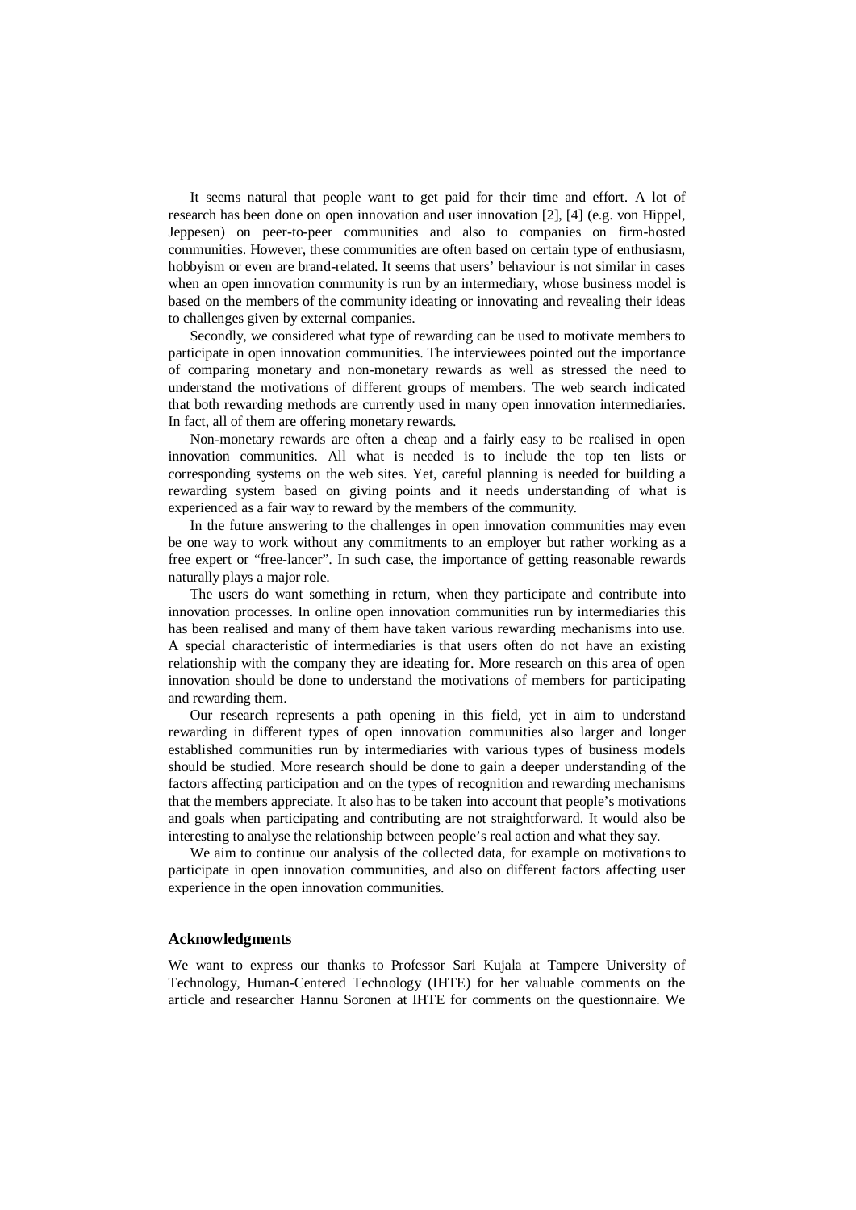It seems natural that people want to get paid for their time and effort. A lot of research has been done on open innovation and user innovation [2], [4] (e.g. von Hippel, Jeppesen) on peer-to-peer communities and also to companies on firm-hosted communities. However, these communities are often based on certain type of enthusiasm, hobbyism or even are brand-related. It seems that users' behaviour is not similar in cases when an open innovation community is run by an intermediary, whose business model is based on the members of the community ideating or innovating and revealing their ideas to challenges given by external companies.

Secondly, we considered what type of rewarding can be used to motivate members to participate in open innovation communities. The interviewees pointed out the importance of comparing monetary and non-monetary rewards as well as stressed the need to understand the motivations of different groups of members. The web search indicated that both rewarding methods are currently used in many open innovation intermediaries. In fact, all of them are offering monetary rewards.

Non-monetary rewards are often a cheap and a fairly easy to be realised in open innovation communities. All what is needed is to include the top ten lists or corresponding systems on the web sites. Yet, careful planning is needed for building a rewarding system based on giving points and it needs understanding of what is experienced as a fair way to reward by the members of the community.

In the future answering to the challenges in open innovation communities may even be one way to work without any commitments to an employer but rather working as a free expert or "free-lancer". In such case, the importance of getting reasonable rewards naturally plays a major role.

The users do want something in return, when they participate and contribute into innovation processes. In online open innovation communities run by intermediaries this has been realised and many of them have taken various rewarding mechanisms into use. A special characteristic of intermediaries is that users often do not have an existing relationship with the company they are ideating for. More research on this area of open innovation should be done to understand the motivations of members for participating and rewarding them.

Our research represents a path opening in this field, yet in aim to understand rewarding in different types of open innovation communities also larger and longer established communities run by intermediaries with various types of business models should be studied. More research should be done to gain a deeper understanding of the factors affecting participation and on the types of recognition and rewarding mechanisms that the members appreciate. It also has to be taken into account that people's motivations and goals when participating and contributing are not straightforward. It would also be interesting to analyse the relationship between people's real action and what they say.

We aim to continue our analysis of the collected data, for example on motivations to participate in open innovation communities, and also on different factors affecting user experience in the open innovation communities.

### Acknowledgments

We want to express our thanks to Professor Sari Kujala at Tampere University of Technology, Human-Centered Technology (IHTE) for her valuable comments on the article and researcher Hannu Soronen at IHTE for comments on the questionnaire. We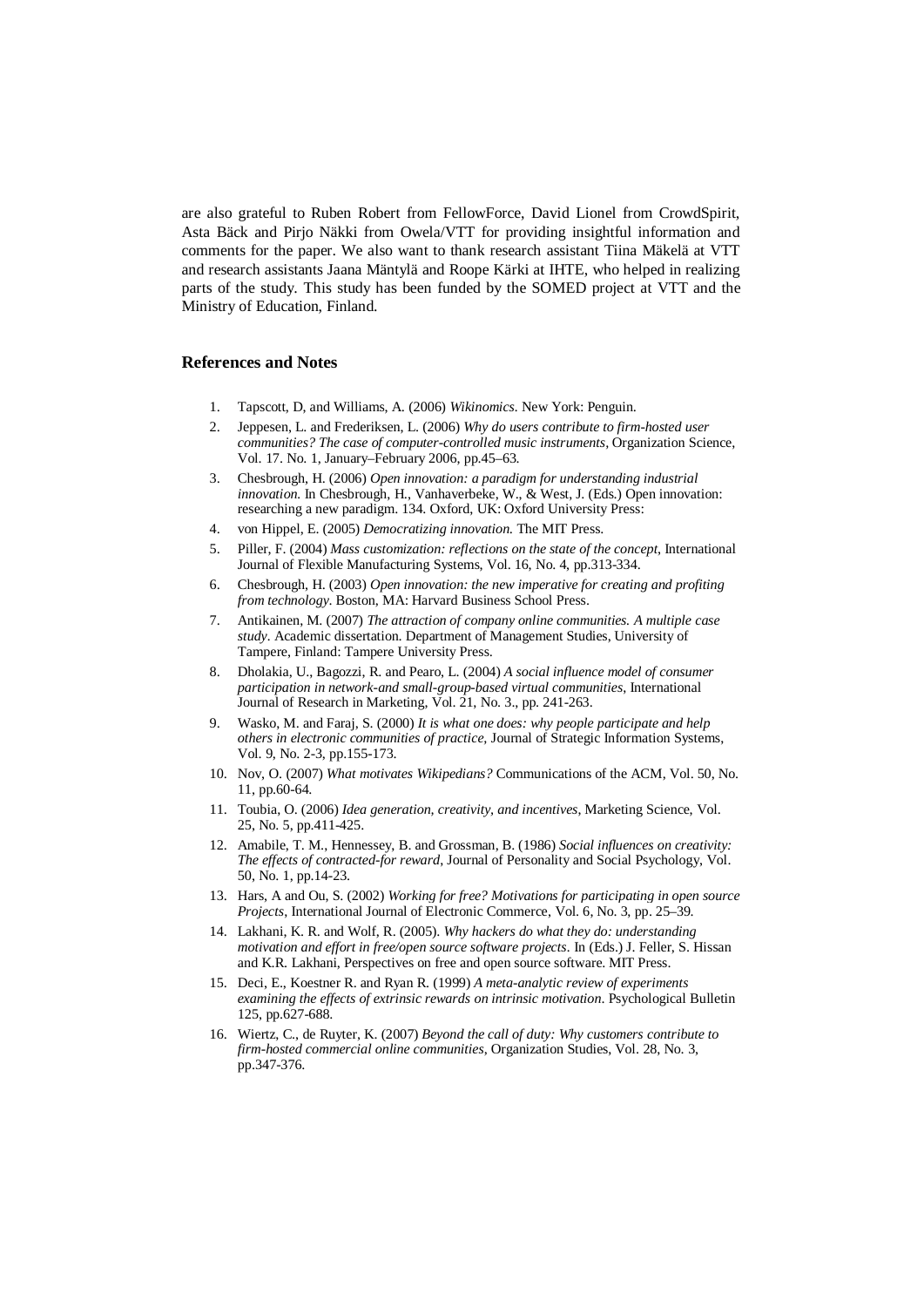are also grateful to Ruben Robert from FellowForce, David Lionel from CrowdSpirit, Asta Bäck and Pirjo Näkki from Owela/VTT for providing insightful information and comments for the paper. We also want to thank research assistant Tiina Mäkelä at VTT and research assistants Jaana Mäntylä and Roope Kärki at IHTE, who helped in realizing parts of the study. This study has been funded by the SOMED project at VTT and the Ministry of Education, Finland.

## References and Notes

1. Tapscott, D, and Williams, A. (2006) *Wikinomics*. New York: Penguin.
2. Jeppesen, L. and Frederiksen, L. (2006) *Why do users contribute to firm-hosted user communities? The case of computer-controlled music instruments*, Organization Science, Vol. 17. No. 1, January–February 2006, pp.45–63.
3. Chesbrough, H. (2006) *Open innovation: a paradigm for understanding industrial innovation.* In Chesbrough, H., Vanhaverbeke, W., & West, J. (Eds.) Open innovation: researching a new paradigm. 134. Oxford, UK: Oxford University Press:
4. von Hippel, E. (2005) *Democratizing innovation.* The MIT Press.
5. Piller, F. (2004) *Mass customization: reflections on the state of the concept*, International Journal of Flexible Manufacturing Systems, Vol. 16, No. 4, pp.313-334.
6. Chesbrough, H. (2003) *Open innovation: the new imperative for creating and profiting from technology*. Boston, MA: Harvard Business School Press.
7. Antikainen, M. (2007) *The attraction of company online communities. A multiple case study*. Academic dissertation. Department of Management Studies, University of Tampere, Finland: Tampere University Press.
8. Dholakia, U., Bagozzi, R. and Pearo, L. (2004) *A social influence model of consumer participation in network-and small-group-based virtual communities*, International Journal of Research in Marketing, Vol. 21, No. 3., pp. 241-263.
9. Wasko, M. and Faraj, S. (2000) *It is what one does: why people participate and help others in electronic communities of practice*, Journal of Strategic Information Systems, Vol. 9, No. 2-3, pp.155-173.
10. Nov, O. (2007) *What motivates Wikipedians?* Communications of the ACM, Vol. 50, No. 11, pp.60-64.
11. Toubia, O. (2006) *Idea generation, creativity, and incentives*, Marketing Science, Vol. 25, No. 5, pp.411-425.
12. Amabile, T. M., Hennessey, B. and Grossman, B. (1986) *Social influences on creativity: The effects of contracted-for reward*, Journal of Personality and Social Psychology, Vol. 50, No. 1, pp.14-23.
13. Hars, A and Ou, S. (2002) *Working for free? Motivations for participating in open source Projects*, International Journal of Electronic Commerce, Vol. 6, No. 3, pp. 25–39.
14. Lakhani, K. R. and Wolf, R. (2005). *Why hackers do what they do: understanding motivation and effort in free/open source software projects*. In (Eds.) J. Feller, S. Hissan and K.R. Lakhani, Perspectives on free and open source software. MIT Press.
15. Deci, E., Koestner R. and Ryan R. (1999) *A meta-analytic review of experiments examining the effects of extrinsic rewards on intrinsic motivation*. Psychological Bulletin 125, pp.627-688.
16. Wiertz, C., de Ruyter, K. (2007) *Beyond the call of duty: Why customers contribute to firm-hosted commercial online communities*, Organization Studies, Vol. 28, No. 3, pp.347-376.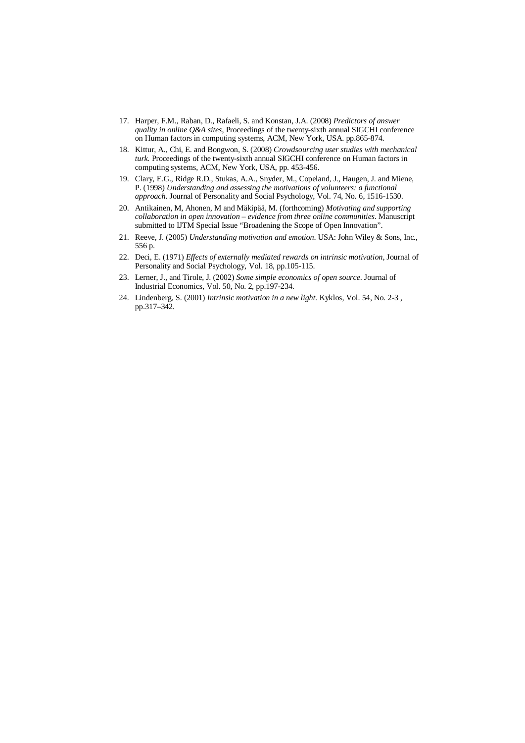17. Harper, F.M., Raban, D., Rafaeli, S. and Konstan, J.A. (2008) *Predictors of answer quality in online Q&A sites*, Proceedings of the twenty-sixth annual SIGCHI conference on Human factors in computing systems, ACM, New York, USA. pp.865-874.
18. Kittur, A., Chi, E. and Bongwon, S. (2008) *Crowdsourcing user studies with mechanical turk.* Proceedings of the twenty-sixth annual SIGCHI conference on Human factors in computing systems, ACM, New York, USA, pp. 453-456.
19. Clary, E.G., Ridge R.D., Stukas, A.A., Snyder, M., Copeland, J., Haugen, J. and Miene, P. (1998) *Understanding and assessing the motivations of volunteers: a functional approach.* Journal of Personality and Social Psychology, Vol. 74, No. 6, 1516-1530.
20. Antikainen, M, Ahonen, M and Mäkipää, M. (forthcoming) *Motivating and supporting collaboration in open innovation – evidence from three online communities.* Manuscript submitted to IJTM Special Issue "Broadening the Scope of Open Innovation".
21. Reeve, J. (2005) *Understanding motivation and emotion*. USA: John Wiley & Sons, Inc., 556 p.
22. Deci, E. (1971) *Effects of externally mediated rewards on intrinsic motivation*, Journal of Personality and Social Psychology, Vol. 18, pp.105-115.
23. Lerner, J., and Tirole, J. (2002) *Some simple economics of open source*. Journal of Industrial Economics, Vol. 50, No. 2, pp.197-234.
24. Lindenberg, S. (2001) *Intrinsic motivation in a new light.* Kyklos, Vol. 54, No. 2-3 , pp.317–342.